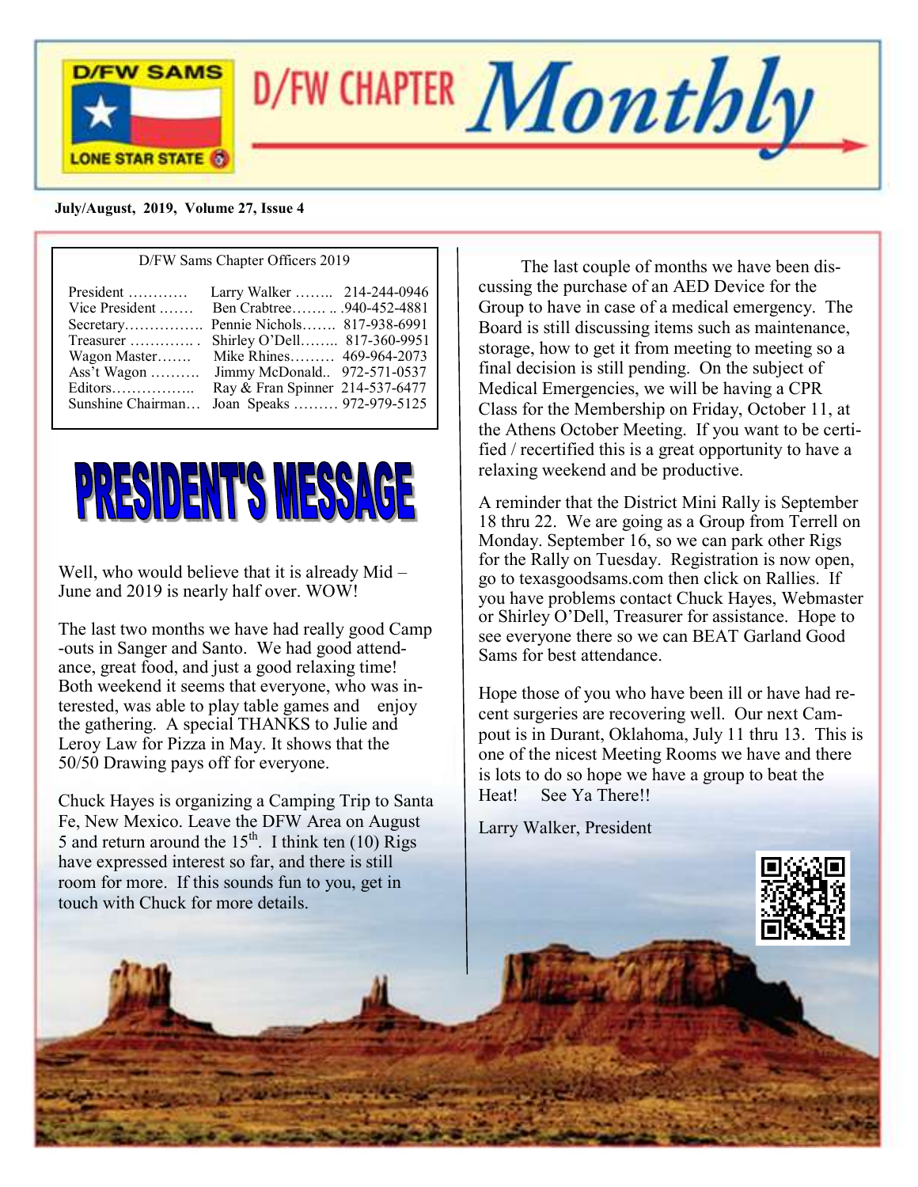# D/FW CHAPTER Monthly

**July/August, 2019, Volume 27, Issue 4**

D/FW Sams Chapter Officers 2019

| | | |
|---|---|---|
| President ………… | Larry Walker …….. | 214-244-0946 |
| Vice President ……. | Ben Crabtree……. .. | 940-452-4881 |
| Secretary……………. | Pennie Nichols……. | 817-938-6991 |
| Treasurer …………. . | Shirley O'Dell…….. | 817-360-9951 |
| Wagon Master……. | Mike Rhines……… | 469-964-2073 |
| Ass't Wagon ………. | Jimmy McDonald.. | 972-571-0537 |
| Editors…………….. | Ray & Fran Spinner | 214-537-6477 |
| Sunshine Chairman… | Joan Speaks ……… | 972-979-5125 |

## PRESIDENT'S MESSAGE

Well, who would believe that it is already Mid – June and 2019 is nearly half over. WOW!

The last two months we have had really good Camp-outs in Sanger and Santo. We had good attendance, great food, and just a good relaxing time! Both weekend it seems that everyone, who was interested, was able to play table games and enjoy the gathering. A special THANKS to Julie and Leroy Law for Pizza in May. It shows that the 50/50 Drawing pays off for everyone.

Chuck Hayes is organizing a Camping Trip to Santa Fe, New Mexico. Leave the DFW Area on August 5 and return around the 15th. I think ten (10) Rigs have expressed interest so far, and there is still room for more. If this sounds fun to you, get in touch with Chuck for more details.

The last couple of months we have been discussing the purchase of an AED Device for the Group to have in case of a medical emergency. The Board is still discussing items such as maintenance, storage, how to get it from meeting to meeting so a final decision is still pending. On the subject of Medical Emergencies, we will be having a CPR Class for the Membership on Friday, October 11, at the Athens October Meeting. If you want to be certified / recertified this is a great opportunity to have a relaxing weekend and be productive.

A reminder that the District Mini Rally is September 18 thru 22. We are going as a Group from Terrell on Monday. September 16, so we can park other Rigs for the Rally on Tuesday. Registration is now open, go to texasgoodsams.com then click on Rallies. If you have problems contact Chuck Hayes, Webmaster or Shirley O'Dell, Treasurer for assistance. Hope to see everyone there so we can BEAT Garland Good Sams for best attendance.

Hope those of you who have been ill or have had recent surgeries are recovering well. Our next Campout is in Durant, Oklahoma, July 11 thru 13. This is one of the nicest Meeting Rooms we have and there is lots to do so hope we have a group to beat the Heat! See Ya There!!

Larry Walker, President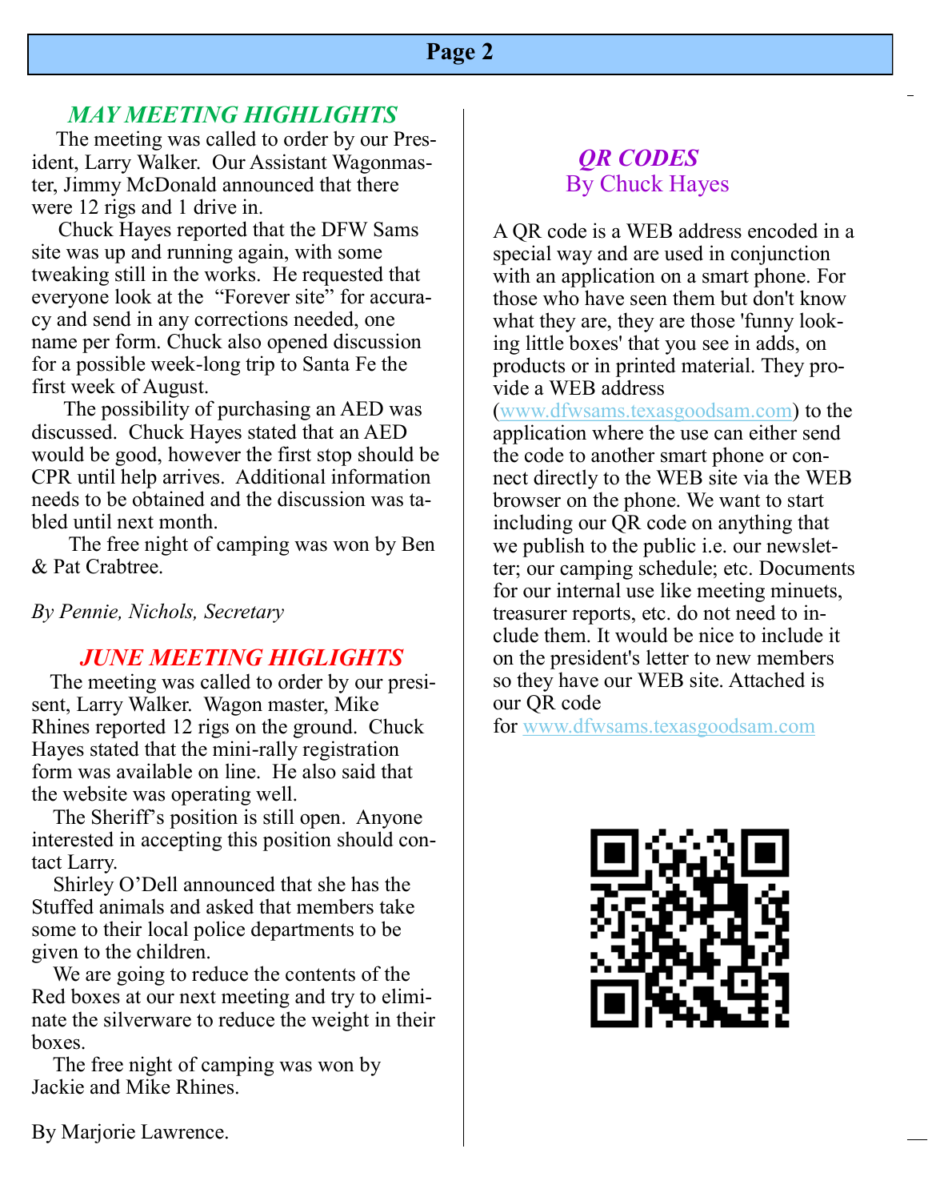## *MAY MEETING HIGHLIGHTS*

The meeting was called to order by our President, Larry Walker. Our Assistant Wagonmaster, Jimmy McDonald announced that there were 12 rigs and 1 drive in.

Chuck Hayes reported that the DFW Sams site was up and running again, with some tweaking still in the works. He requested that everyone look at the "Forever site" for accuracy and send in any corrections needed, one name per form. Chuck also opened discussion for a possible week-long trip to Santa Fe the first week of August.

The possibility of purchasing an AED was discussed. Chuck Hayes stated that an AED would be good, however the first stop should be CPR until help arrives. Additional information needs to be obtained and the discussion was tabled until next month.

The free night of camping was won by Ben & Pat Crabtree.

*By Pennie, Nichols, Secretary*

## *JUNE MEETING HIGLIGHTS*

The meeting was called to order by our presisent, Larry Walker. Wagon master, Mike Rhines reported 12 rigs on the ground. Chuck Hayes stated that the mini-rally registration form was available on line. He also said that the website was operating well.

The Sheriff's position is still open. Anyone interested in accepting this position should contact Larry.

Shirley O'Dell announced that she has the Stuffed animals and asked that members take some to their local police departments to be given to the children.

We are going to reduce the contents of the Red boxes at our next meeting and try to eliminate the silverware to reduce the weight in their boxes.

The free night of camping was won by Jackie and Mike Rhines.

By Marjorie Lawrence.

## *QR CODES*

By Chuck Hayes

A QR code is a WEB address encoded in a special way and are used in conjunction with an application on a smart phone. For those who have seen them but don't know what they are, they are those 'funny looking little boxes' that you see in adds, on products or in printed material. They provide a WEB address (www.dfwsams.texasgoodsam.com) to the application where the use can either send the code to another smart phone or connect directly to the WEB site via the WEB browser on the phone. We want to start including our QR code on anything that we publish to the public i.e. our newsletter; our camping schedule; etc. Documents for our internal use like meeting minuets, treasurer reports, etc. do not need to include them. It would be nice to include it on the president's letter to new members so they have our WEB site. Attached is our QR code for www.dfwsams.texasgoodsam.com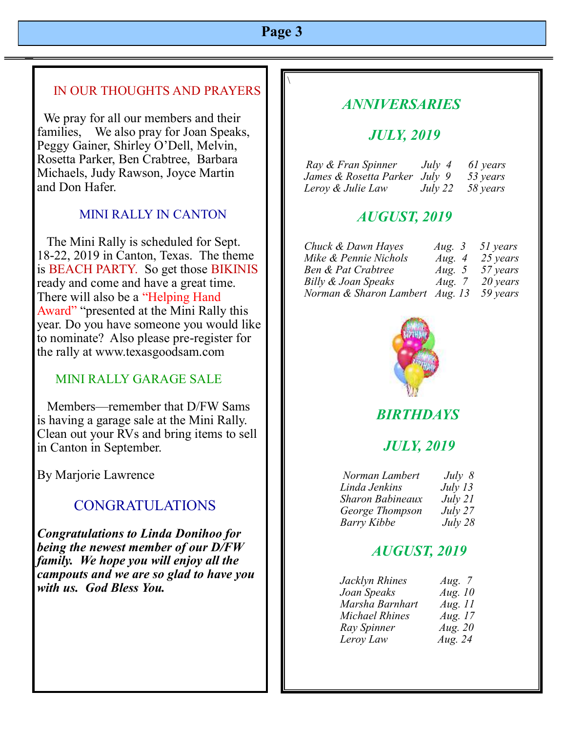## IN OUR THOUGHTS AND PRAYERS

We pray for all our members and their families, We also pray for Joan Speaks, Peggy Gainer, Shirley O'Dell, Melvin, Rosetta Parker, Ben Crabtree, Barbara Michaels, Judy Rawson, Joyce Martin and Don Hafer.

## MINI RALLY IN CANTON

The Mini Rally is scheduled for Sept. 18-22, 2019 in Canton, Texas. The theme is BEACH PARTY. So get those BIKINIS ready and come and have a great time. There will also be a "Helping Hand Award" "presented at the Mini Rally this year. Do you have someone you would like to nominate? Also please pre-register for the rally at www.texasgoodsam.com

## MINI RALLY GARAGE SALE

Members—remember that D/FW Sams is having a garage sale at the Mini Rally. Clean out your RVs and bring items to sell in Canton in September.

By Marjorie Lawrence

## CONGRATULATIONS

***Congratulations to Linda Donihoo for being the newest member of our D/FW family. We hope you will enjoy all the campouts and we are so glad to have you with us. God Bless You.***

## *ANNIVERSARIES*

### *JULY, 2019*

| | | |
|---|---|---|
| *Ray & Fran Spinner* | *July 4* | *61 years* |
| *James & Rosetta Parker* | *July 9* | *53 years* |
| *Leroy & Julie Law* | *July 22* | *58 years* |

### *AUGUST, 2019*

| | | |
|---|---|---|
| *Chuck & Dawn Hayes* | *Aug. 3* | *51 years* |
| *Mike & Pennie Nichols* | *Aug. 4* | *25 years* |
| *Ben & Pat Crabtree* | *Aug. 5* | *57 years* |
| *Billy & Joan Speaks* | *Aug. 7* | *20 years* |
| *Norman & Sharon Lambert* | *Aug. 13* | *59 years* |

## *BIRTHDAYS*

### *JULY, 2019*

| | |
|---|---|
| *Norman Lambert* | *July 8* |
| *Linda Jenkins* | *July 13* |
| *Sharon Babineaux* | *July 21* |
| *George Thompson* | *July 27* |
| *Barry Kibbe* | *July 28* |

### *AUGUST, 2019*

| | |
|---|---|
| *Jacklyn Rhines* | *Aug. 7* |
| *Joan Speaks* | *Aug. 10* |
| *Marsha Barnhart* | *Aug. 11* |
| *Michael Rhines* | *Aug. 17* |
| *Ray Spinner* | *Aug. 20* |
| *Leroy Law* | *Aug. 24* |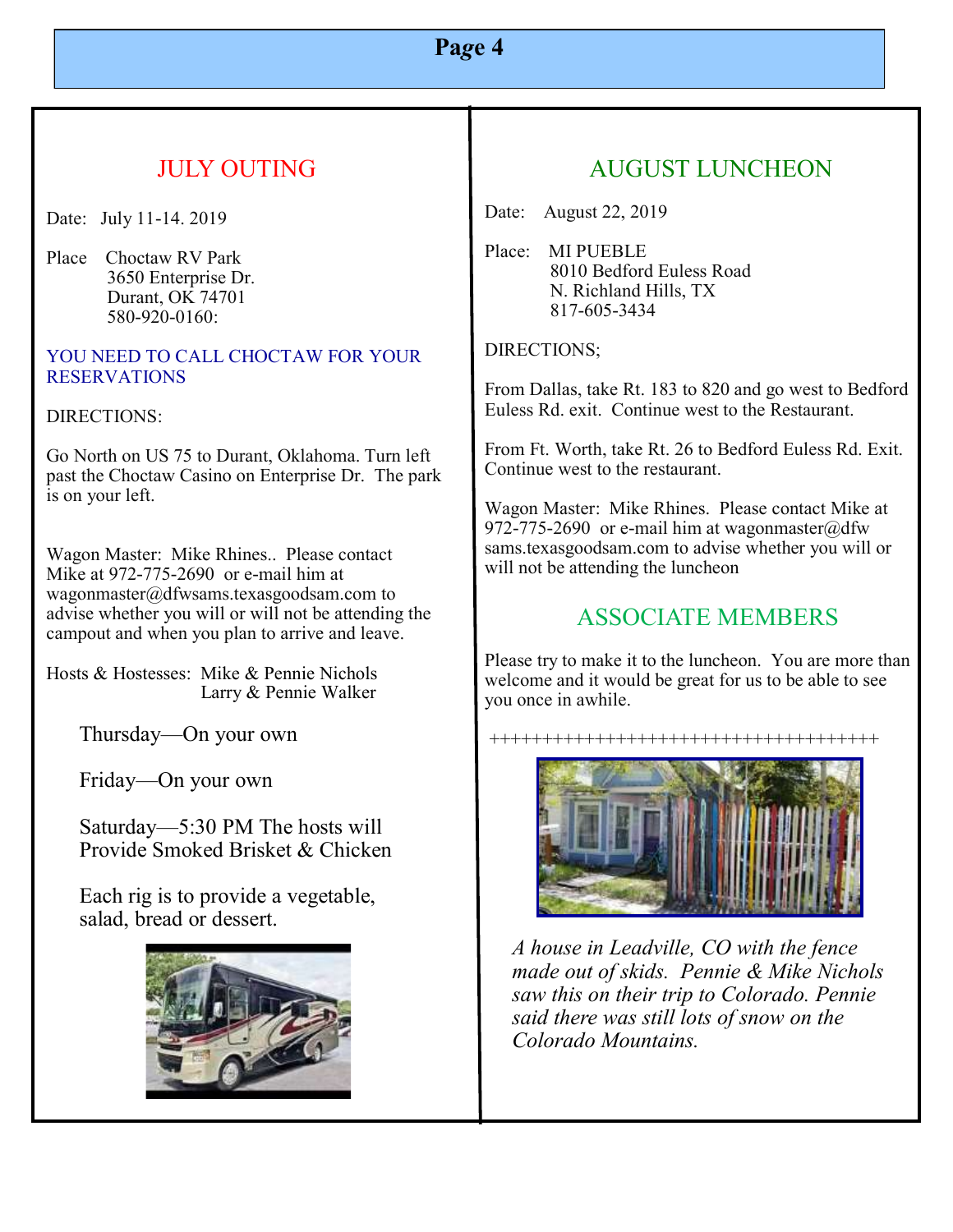## JULY OUTING

Date: July 11-14. 2019

Place Choctaw RV Park
3650 Enterprise Dr.
Durant, OK 74701
580-920-0160:

YOU NEED TO CALL CHOCTAW FOR YOUR RESERVATIONS

DIRECTIONS:

Go North on US 75 to Durant, Oklahoma. Turn left past the Choctaw Casino on Enterprise Dr. The park is on your left.

Wagon Master: Mike Rhines.. Please contact Mike at 972-775-2690 or e-mail him at wagonmaster@dfwsams.texasgoodsam.com to advise whether you will or will not be attending the campout and when you plan to arrive and leave.

Hosts & Hostesses: Mike & Pennie Nichols
Larry & Pennie Walker

Thursday—On your own

Friday—On your own

Saturday—5:30 PM The hosts will Provide Smoked Brisket & Chicken

Each rig is to provide a vegetable, salad, bread or dessert.

## AUGUST LUNCHEON

Date: August 22, 2019

Place: MI PUEBLE
8010 Bedford Euless Road
N. Richland Hills, TX
817-605-3434

DIRECTIONS;

From Dallas, take Rt. 183 to 820 and go west to Bedford Euless Rd. exit. Continue west to the Restaurant.

From Ft. Worth, take Rt. 26 to Bedford Euless Rd. Exit. Continue west to the restaurant.

Wagon Master: Mike Rhines. Please contact Mike at 972-775-2690 or e-mail him at wagonmaster@dfw sams.texasgoodsam.com to advise whether you will or will not be attending the luncheon

## ASSOCIATE MEMBERS

Please try to make it to the luncheon. You are more than welcome and it would be great for us to be able to see you once in awhile.

++++++++++++++++++++++++++++++++++++++

*A house in Leadville, CO with the fence made out of skids. Pennie & Mike Nichols saw this on their trip to Colorado. Pennie said there was still lots of snow on the Colorado Mountains.*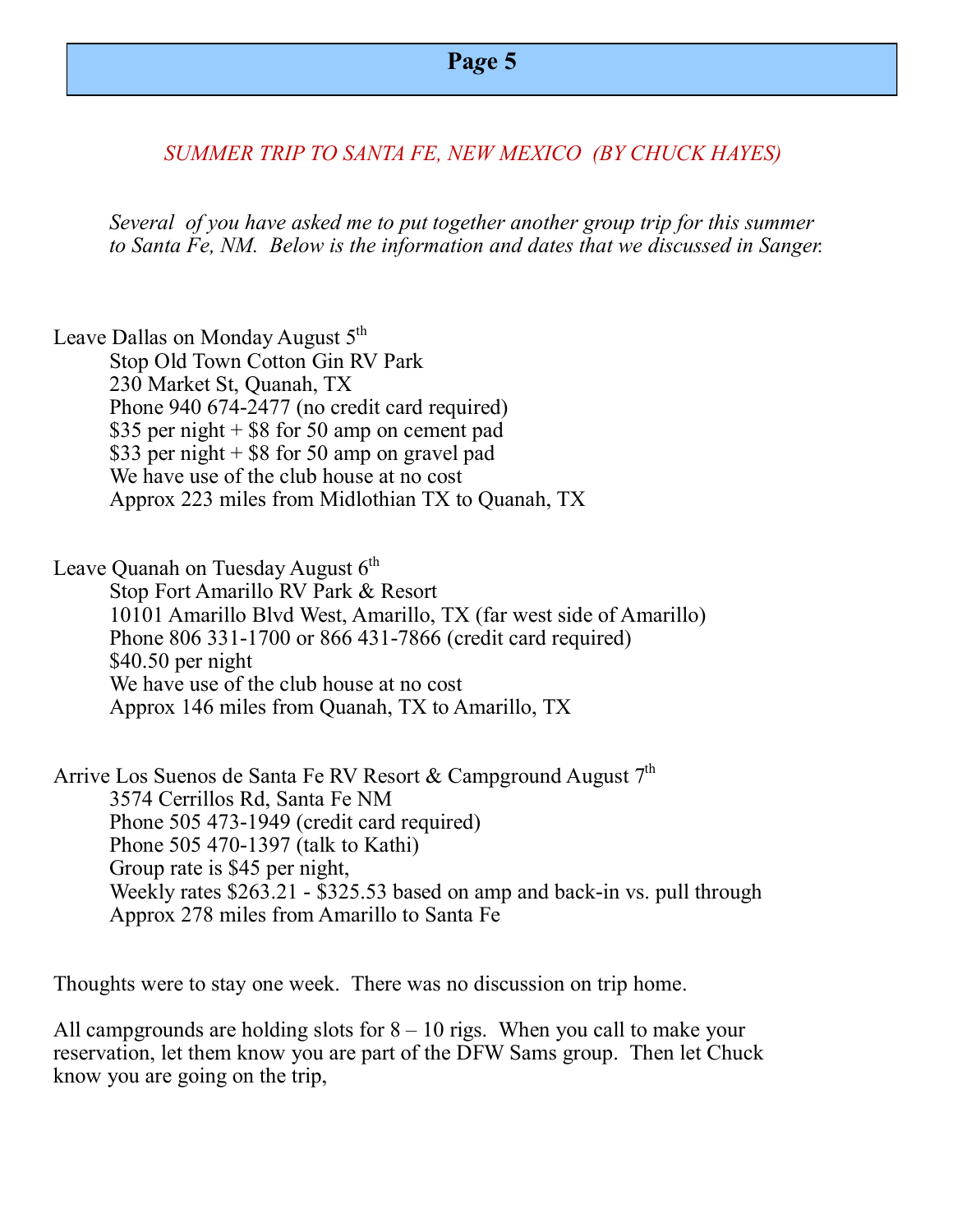## *SUMMER TRIP TO SANTA FE, NEW MEXICO (BY CHUCK HAYES)*

*Several of you have asked me to put together another group trip for this summer to Santa Fe, NM. Below is the information and dates that we discussed in Sanger.*

Leave Dallas on Monday August 5th

Stop Old Town Cotton Gin RV Park
230 Market St, Quanah, TX
Phone 940 674-2477 (no credit card required)
$35 per night + $8 for 50 amp on cement pad
$33 per night + $8 for 50 amp on gravel pad
We have use of the club house at no cost
Approx 223 miles from Midlothian TX to Quanah, TX

Leave Quanah on Tuesday August 6th

Stop Fort Amarillo RV Park & Resort
10101 Amarillo Blvd West, Amarillo, TX (far west side of Amarillo)
Phone 806 331-1700 or 866 431-7866 (credit card required)
$40.50 per night
We have use of the club house at no cost
Approx 146 miles from Quanah, TX to Amarillo, TX

Arrive Los Suenos de Santa Fe RV Resort & Campground August 7th

3574 Cerrillos Rd, Santa Fe NM
Phone 505 473-1949 (credit card required)
Phone 505 470-1397 (talk to Kathi)
Group rate is $45 per night,
Weekly rates $263.21 - $325.53 based on amp and back-in vs. pull through
Approx 278 miles from Amarillo to Santa Fe

Thoughts were to stay one week. There was no discussion on trip home.

All campgrounds are holding slots for 8 – 10 rigs. When you call to make your reservation, let them know you are part of the DFW Sams group. Then let Chuck know you are going on the trip,